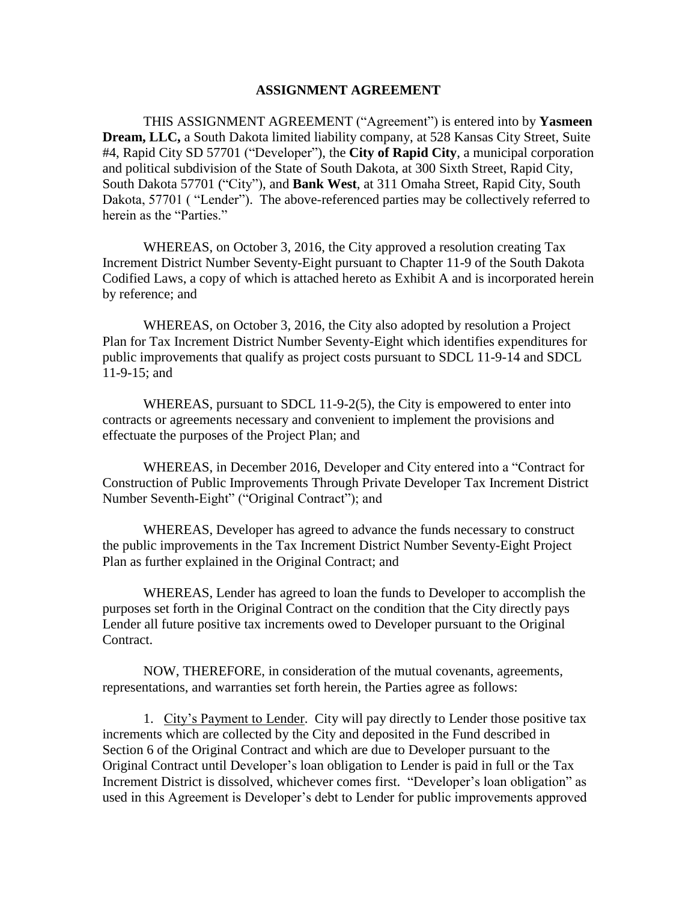# ASSIGNMENT AGREEMENT

THIS ASSIGNMENT AGREEMENT ("Agreement") is entered into by **Yasmeen Dream, LLC,** a South Dakota limited liability company, at 528 Kansas City Street, Suite #4, Rapid City SD 57701 ("Developer"), the **City of Rapid City**, a municipal corporation and political subdivision of the State of South Dakota, at 300 Sixth Street, Rapid City, South Dakota 57701 ("City"), and **Bank West**, at 311 Omaha Street, Rapid City, South Dakota, 57701 ( "Lender"). The above-referenced parties may be collectively referred to herein as the "Parties."

WHEREAS, on October 3, 2016, the City approved a resolution creating Tax Increment District Number Seventy-Eight pursuant to Chapter 11-9 of the South Dakota Codified Laws, a copy of which is attached hereto as Exhibit A and is incorporated herein by reference; and

WHEREAS, on October 3, 2016, the City also adopted by resolution a Project Plan for Tax Increment District Number Seventy-Eight which identifies expenditures for public improvements that qualify as project costs pursuant to SDCL 11-9-14 and SDCL 11-9-15; and

WHEREAS, pursuant to SDCL 11-9-2(5), the City is empowered to enter into contracts or agreements necessary and convenient to implement the provisions and effectuate the purposes of the Project Plan; and

WHEREAS, in December 2016, Developer and City entered into a "Contract for Construction of Public Improvements Through Private Developer Tax Increment District Number Seventh-Eight" ("Original Contract"); and

WHEREAS, Developer has agreed to advance the funds necessary to construct the public improvements in the Tax Increment District Number Seventy-Eight Project Plan as further explained in the Original Contract; and

WHEREAS, Lender has agreed to loan the funds to Developer to accomplish the purposes set forth in the Original Contract on the condition that the City directly pays Lender all future positive tax increments owed to Developer pursuant to the Original Contract.

NOW, THEREFORE, in consideration of the mutual covenants, agreements, representations, and warranties set forth herein, the Parties agree as follows:

1. City's Payment to Lender. City will pay directly to Lender those positive tax increments which are collected by the City and deposited in the Fund described in Section 6 of the Original Contract and which are due to Developer pursuant to the Original Contract until Developer's loan obligation to Lender is paid in full or the Tax Increment District is dissolved, whichever comes first. "Developer's loan obligation" as used in this Agreement is Developer's debt to Lender for public improvements approved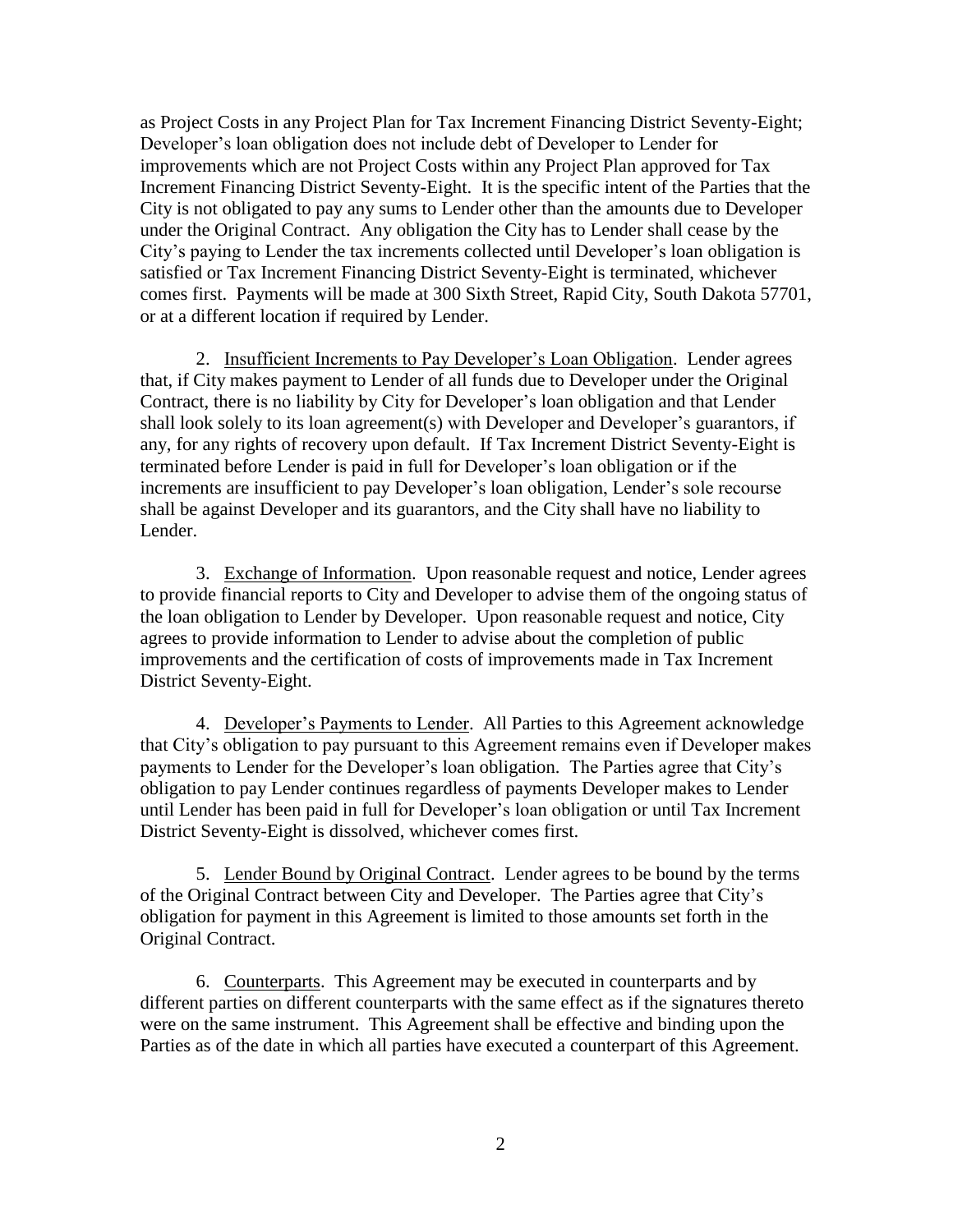as Project Costs in any Project Plan for Tax Increment Financing District Seventy-Eight; Developer's loan obligation does not include debt of Developer to Lender for improvements which are not Project Costs within any Project Plan approved for Tax Increment Financing District Seventy-Eight. It is the specific intent of the Parties that the City is not obligated to pay any sums to Lender other than the amounts due to Developer under the Original Contract. Any obligation the City has to Lender shall cease by the City's paying to Lender the tax increments collected until Developer's loan obligation is satisfied or Tax Increment Financing District Seventy-Eight is terminated, whichever comes first. Payments will be made at 300 Sixth Street, Rapid City, South Dakota 57701, or at a different location if required by Lender.

2. Insufficient Increments to Pay Developer's Loan Obligation. Lender agrees that, if City makes payment to Lender of all funds due to Developer under the Original Contract, there is no liability by City for Developer's loan obligation and that Lender shall look solely to its loan agreement(s) with Developer and Developer's guarantors, if any, for any rights of recovery upon default. If Tax Increment District Seventy-Eight is terminated before Lender is paid in full for Developer's loan obligation or if the increments are insufficient to pay Developer's loan obligation, Lender's sole recourse shall be against Developer and its guarantors, and the City shall have no liability to Lender.

3. Exchange of Information. Upon reasonable request and notice, Lender agrees to provide financial reports to City and Developer to advise them of the ongoing status of the loan obligation to Lender by Developer. Upon reasonable request and notice, City agrees to provide information to Lender to advise about the completion of public improvements and the certification of costs of improvements made in Tax Increment District Seventy-Eight.

4. Developer's Payments to Lender. All Parties to this Agreement acknowledge that City's obligation to pay pursuant to this Agreement remains even if Developer makes payments to Lender for the Developer's loan obligation. The Parties agree that City's obligation to pay Lender continues regardless of payments Developer makes to Lender until Lender has been paid in full for Developer's loan obligation or until Tax Increment District Seventy-Eight is dissolved, whichever comes first.

5. Lender Bound by Original Contract. Lender agrees to be bound by the terms of the Original Contract between City and Developer. The Parties agree that City's obligation for payment in this Agreement is limited to those amounts set forth in the Original Contract.

6. Counterparts. This Agreement may be executed in counterparts and by different parties on different counterparts with the same effect as if the signatures thereto were on the same instrument. This Agreement shall be effective and binding upon the Parties as of the date in which all parties have executed a counterpart of this Agreement.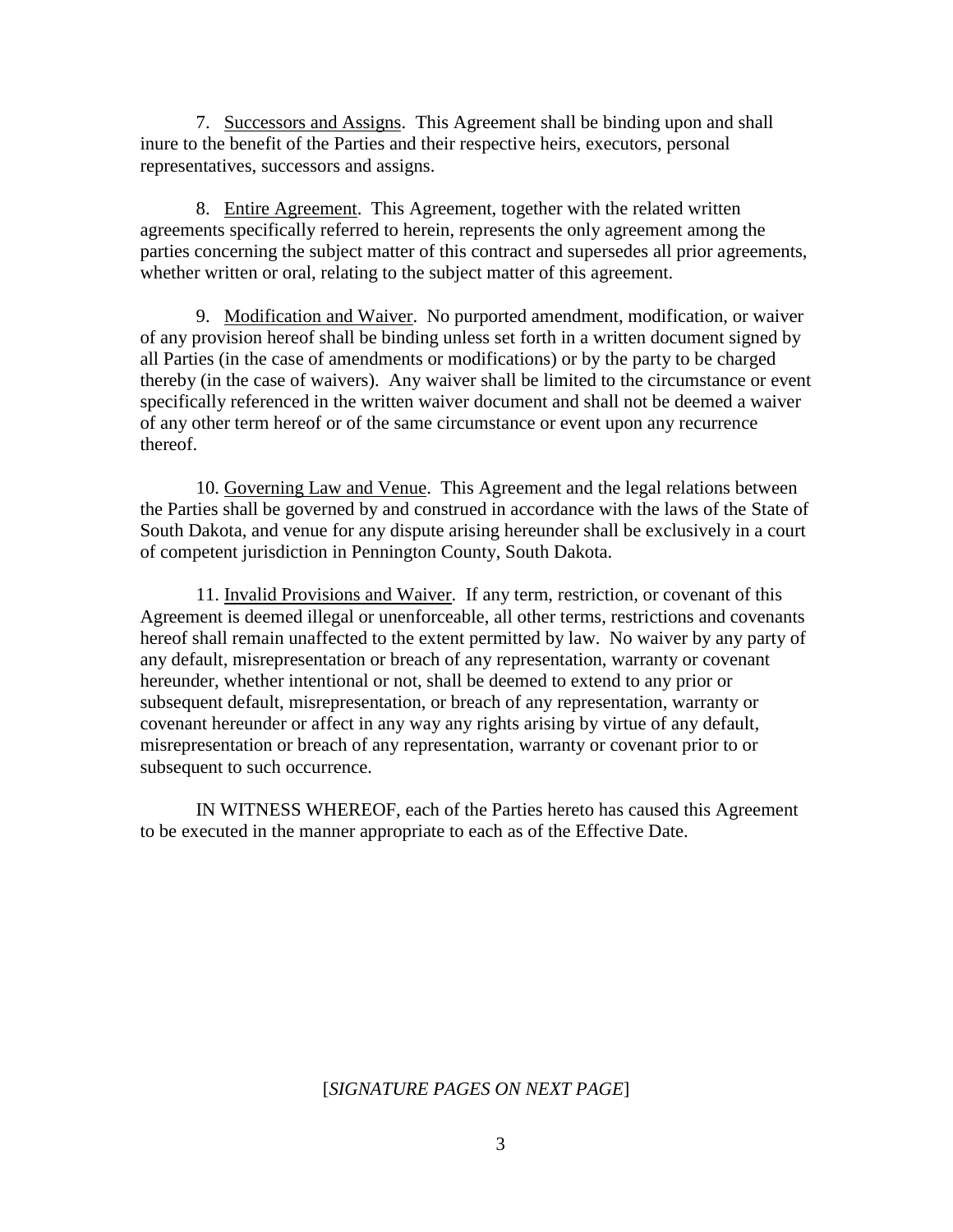7. Successors and Assigns. This Agreement shall be binding upon and shall inure to the benefit of the Parties and their respective heirs, executors, personal representatives, successors and assigns.

8. Entire Agreement. This Agreement, together with the related written agreements specifically referred to herein, represents the only agreement among the parties concerning the subject matter of this contract and supersedes all prior agreements, whether written or oral, relating to the subject matter of this agreement.

9. Modification and Waiver. No purported amendment, modification, or waiver of any provision hereof shall be binding unless set forth in a written document signed by all Parties (in the case of amendments or modifications) or by the party to be charged thereby (in the case of waivers). Any waiver shall be limited to the circumstance or event specifically referenced in the written waiver document and shall not be deemed a waiver of any other term hereof or of the same circumstance or event upon any recurrence thereof.

10. Governing Law and Venue. This Agreement and the legal relations between the Parties shall be governed by and construed in accordance with the laws of the State of South Dakota, and venue for any dispute arising hereunder shall be exclusively in a court of competent jurisdiction in Pennington County, South Dakota.

11. Invalid Provisions and Waiver. If any term, restriction, or covenant of this Agreement is deemed illegal or unenforceable, all other terms, restrictions and covenants hereof shall remain unaffected to the extent permitted by law. No waiver by any party of any default, misrepresentation or breach of any representation, warranty or covenant hereunder, whether intentional or not, shall be deemed to extend to any prior or subsequent default, misrepresentation, or breach of any representation, warranty or covenant hereunder or affect in any way any rights arising by virtue of any default, misrepresentation or breach of any representation, warranty or covenant prior to or subsequent to such occurrence.

IN WITNESS WHEREOF, each of the Parties hereto has caused this Agreement to be executed in the manner appropriate to each as of the Effective Date.

[*SIGNATURE PAGES ON NEXT PAGE*]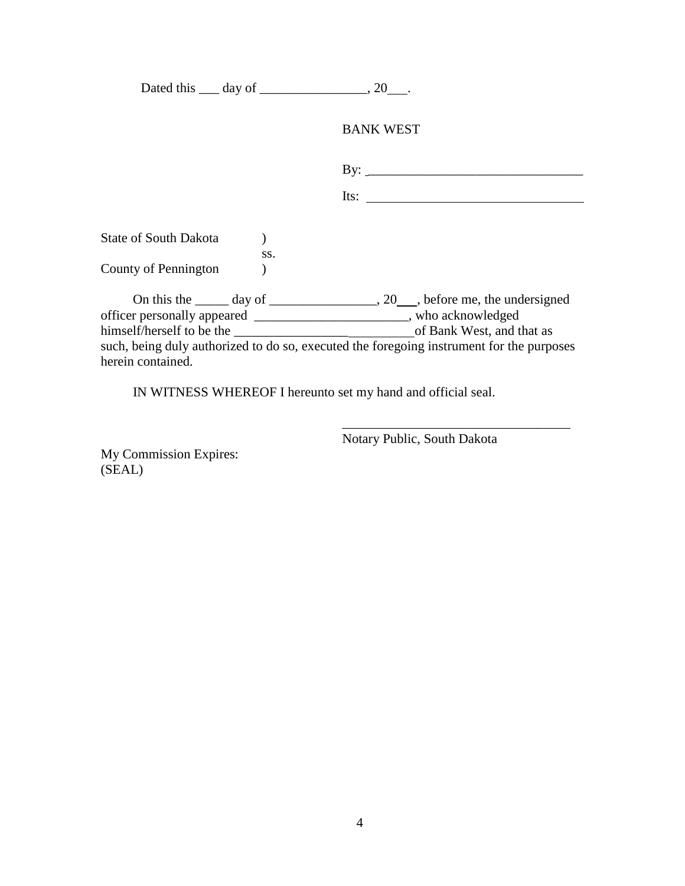Dated this ___ day of ________________, 20___.

BANK WEST

By: ________________________________

Its: ________________________________

State of South Dakota )
ss.
County of Pennington )

On this the _____ day of ________________, 20___, before me, the undersigned officer personally appeared _______________________, who acknowledged himself/herself to be the ___________________________of Bank West, and that as such, being duly authorized to do so, executed the foregoing instrument for the purposes herein contained.

IN WITNESS WHEREOF I hereunto set my hand and official seal.

__________________________________
Notary Public, South Dakota

My Commission Expires:
(SEAL)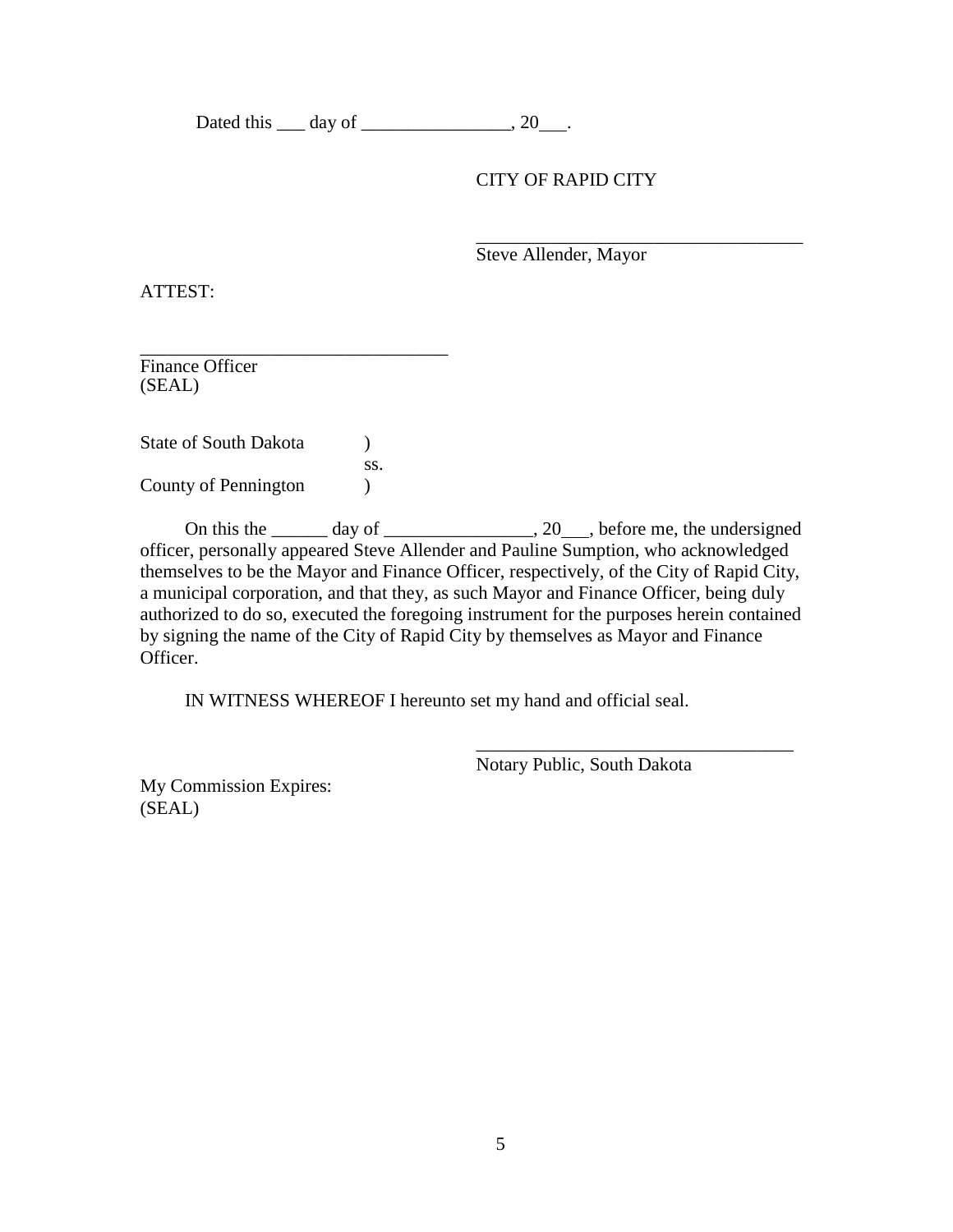Dated this ___ day of ________________, 20___.

CITY OF RAPID CITY

___________________________________
Steve Allender, Mayor

ATTEST:

_________________________________
Finance Officer
(SEAL)

State of South Dakota )
ss.
County of Pennington )

On this the ______ day of ________________, 20___, before me, the undersigned officer, personally appeared Steve Allender and Pauline Sumption, who acknowledged themselves to be the Mayor and Finance Officer, respectively, of the City of Rapid City, a municipal corporation, and that they, as such Mayor and Finance Officer, being duly authorized to do so, executed the foregoing instrument for the purposes herein contained by signing the name of the City of Rapid City by themselves as Mayor and Finance Officer.

IN WITNESS WHEREOF I hereunto set my hand and official seal.

__________________________________
Notary Public, South Dakota

My Commission Expires:
(SEAL)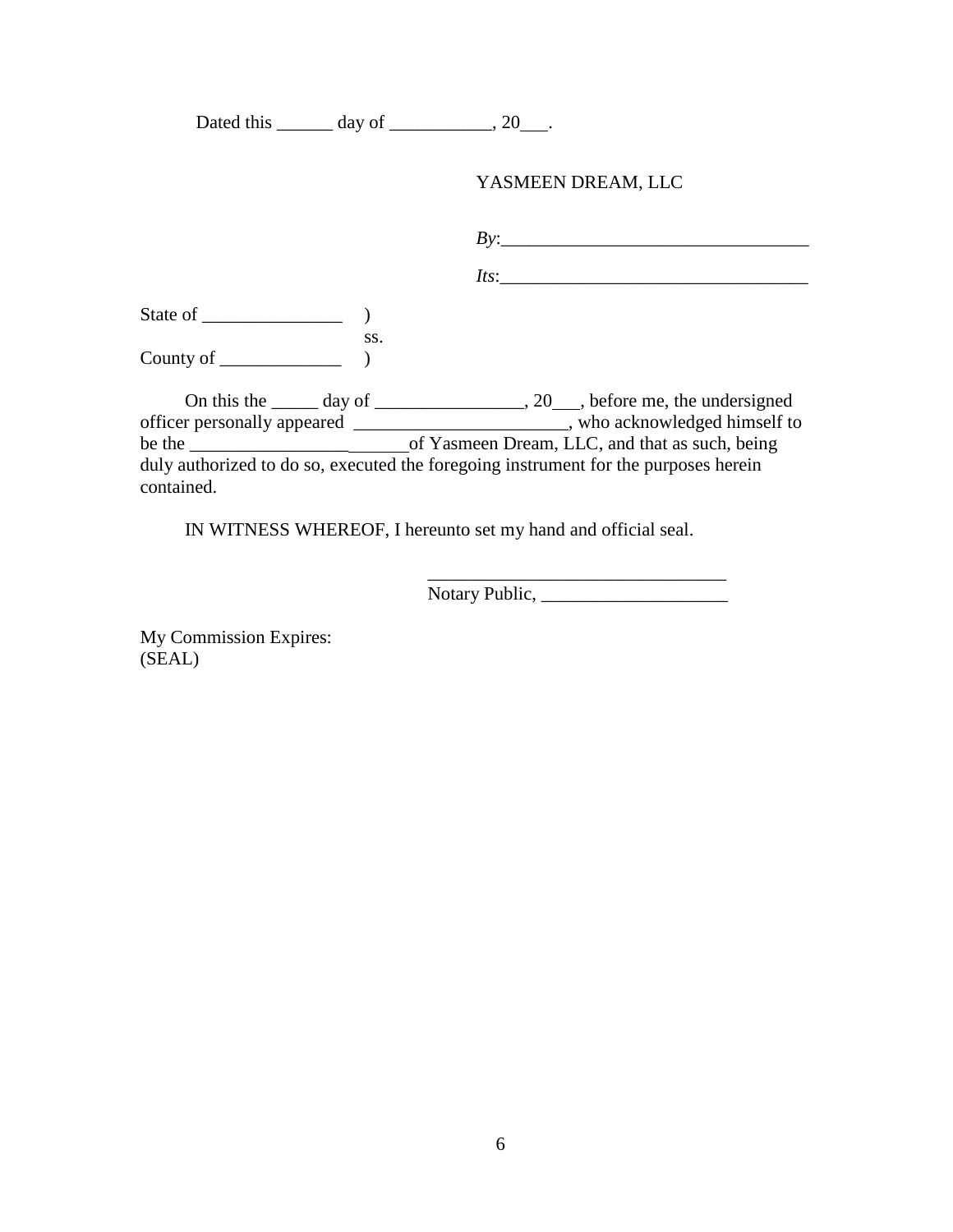Dated this ______ day of ___________, 20___.

YASMEEN DREAM, LLC

*By*:_________________________________

*Its*:_________________________________

State of _______________ )
ss.
County of _____________ )

On this the _____ day of ________________, 20___, before me, the undersigned officer personally appeared _______________________, who acknowledged himself to be the ________________________of Yasmeen Dream, LLC, and that as such, being duly authorized to do so, executed the foregoing instrument for the purposes herein contained.

IN WITNESS WHEREOF, I hereunto set my hand and official seal.

________________________________
Notary Public, ____________________

My Commission Expires:
(SEAL)